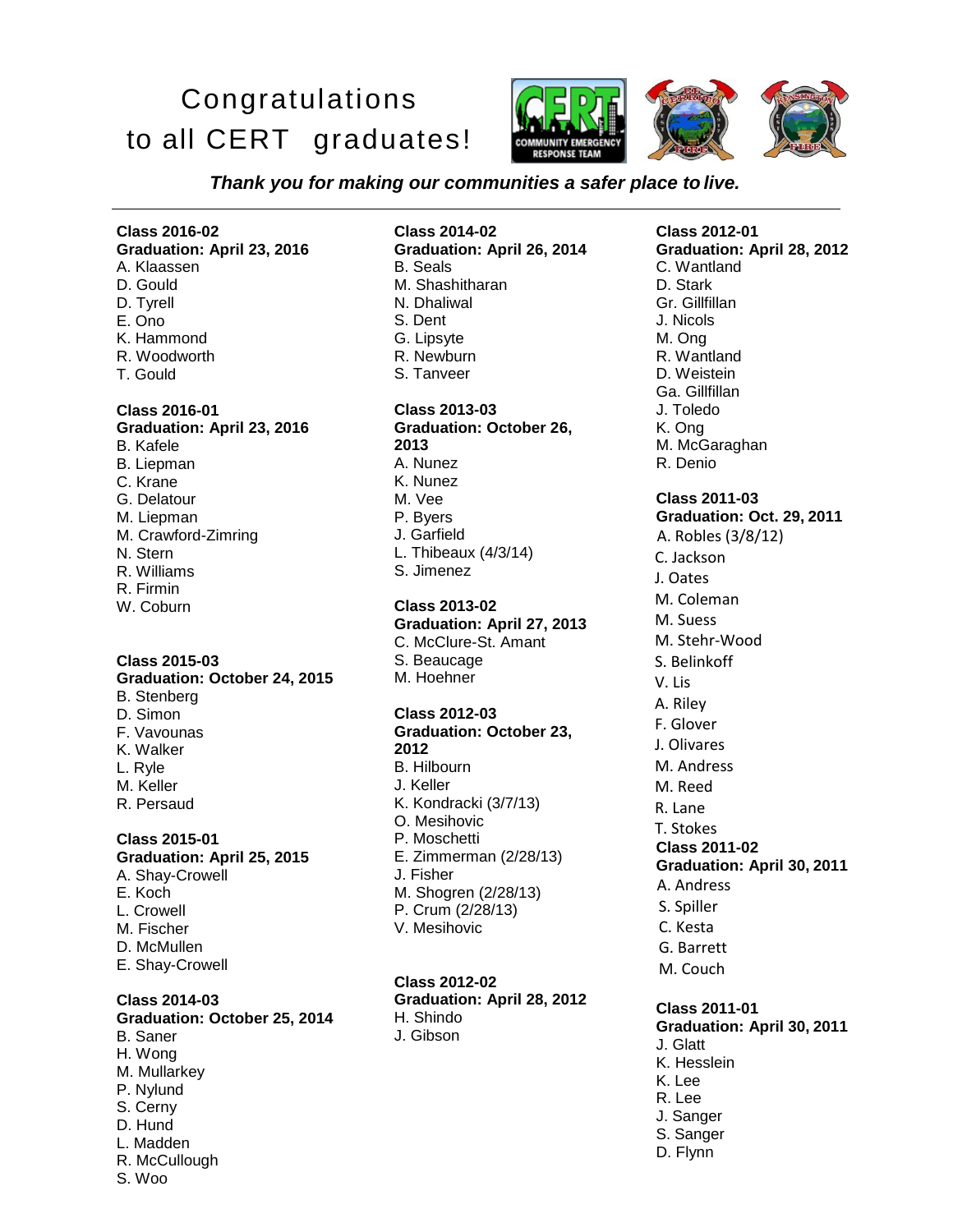# Congratulations to all CERT graduates!

***Thank you for making our communities a safer place to live.***

---

**Class 2016-02**
**Graduation: April 23, 2016**

A. Klaassen
D. Gould
D. Tyrell
E. Ono
K. Hammond
R. Woodworth
T. Gould

**Class 2016-01**
**Graduation: April 23, 2016**

B. Kafele
B. Liepman
C. Krane
G. Delatour
M. Liepman
M. Crawford-Zimring
N. Stern
R. Williams
R. Firmin
W. Coburn

**Class 2015-03**
**Graduation: October 24, 2015**

B. Stenberg
D. Simon
F. Vavounas
K. Walker
L. Ryle
M. Keller
R. Persaud

**Class 2015-01**
**Graduation: April 25, 2015**

A. Shay-Crowell
E. Koch
L. Crowell
M. Fischer
D. McMullen
E. Shay-Crowell

**Class 2014-03**
**Graduation: October 25, 2014**

B. Saner
H. Wong
M. Mullarkey
P. Nylund
S. Cerny
D. Hund
L. Madden
R. McCullough
S. Woo

**Class 2014-02**
**Graduation: April 26, 2014**

B. Seals
M. Shashitharan
N. Dhaliwal
S. Dent
G. Lipsyte
R. Newburn
S. Tanveer

**Class 2013-03**
**Graduation: October 26, 2013**

A. Nunez
K. Nunez
M. Vee
P. Byers
J. Garfield
L. Thibeaux (4/3/14)
S. Jimenez

**Class 2013-02**
**Graduation: April 27, 2013**

C. McClure-St. Amant
S. Beaucage
M. Hoehner

**Class 2012-03**
**Graduation: October 23, 2012**

B. Hilbourn
J. Keller
K. Kondracki (3/7/13)
O. Mesihovic
P. Moschetti
E. Zimmerman (2/28/13)
J. Fisher
M. Shogren (2/28/13)
P. Crum (2/28/13)
V. Mesihovic

**Class 2012-02**
**Graduation: April 28, 2012**

H. Shindo
J. Gibson

**Class 2012-01**
**Graduation: April 28, 2012**

C. Wantland
D. Stark
Gr. Gillfillan
J. Nicols
M. Ong
R. Wantland
D. Weistein
Ga. Gillfillan
J. Toledo
K. Ong
M. McGaraghan
R. Denio

**Class 2011-03**
**Graduation: Oct. 29, 2011**

A. Robles (3/8/12)
C. Jackson
J. Oates
M. Coleman
M. Suess
M. Stehr-Wood
S. Belinkoff
V. Lis
A. Riley
F. Glover
J. Olivares
M. Andress
M. Reed
R. Lane
T. Stokes

**Class 2011-02**
**Graduation: April 30, 2011**

A. Andress
S. Spiller
C. Kesta
G. Barrett
M. Couch

**Class 2011-01**
**Graduation: April 30, 2011**

J. Glatt
K. Hesslein
K. Lee
R. Lee
J. Sanger
S. Sanger
D. Flynn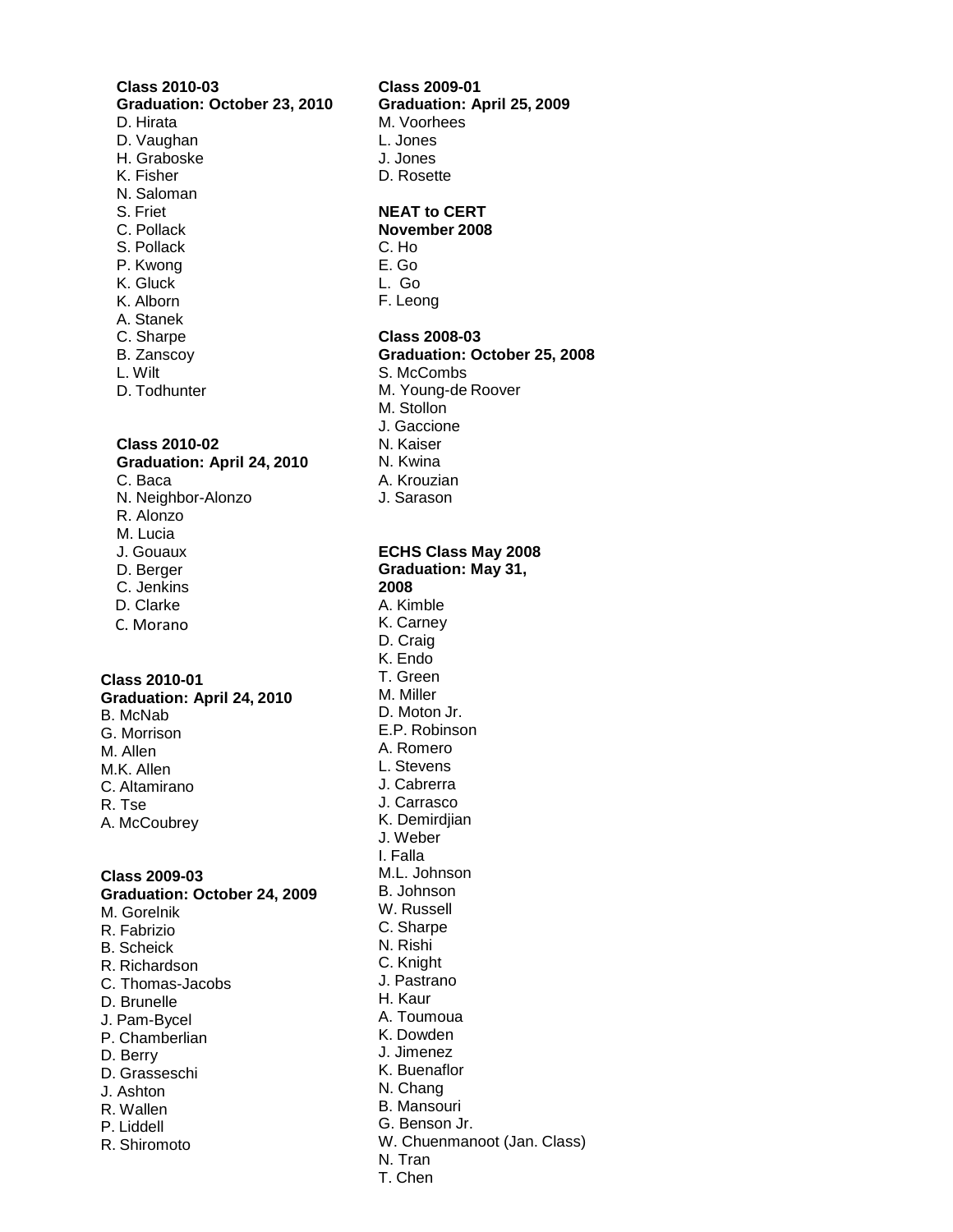**Class 2010-03**
**Graduation: October 23, 2010**

D. Hirata
D. Vaughan
H. Graboske
K. Fisher
N. Saloman
S. Friet
C. Pollack
S. Pollack
P. Kwong
K. Gluck
K. Alborn
A. Stanek
C. Sharpe
B. Zanscoy
L. Wilt
D. Todhunter

**Class 2010-02**
**Graduation: April 24, 2010**

C. Baca
N. Neighbor-Alonzo
R. Alonzo
M. Lucia
J. Gouaux
D. Berger
C. Jenkins
D. Clarke
C. Morano

**Class 2010-01**
**Graduation: April 24, 2010**

B. McNab
G. Morrison
M. Allen
M.K. Allen
C. Altamirano
R. Tse
A. McCoubrey

**Class 2009-03**
**Graduation: October 24, 2009**

M. Gorelnik
R. Fabrizio
B. Scheick
R. Richardson
C. Thomas-Jacobs
D. Brunelle
J. Pam-Bycel
P. Chamberlian
D. Berry
D. Grasseschi
J. Ashton
R. Wallen
P. Liddell
R. Shiromoto

**Class 2009-01**
**Graduation: April 25, 2009**

M. Voorhees
L. Jones
J. Jones
D. Rosette

**NEAT to CERT**
**November 2008**

C. Ho
E. Go
L. Go
F. Leong

**Class 2008-03**
**Graduation: October 25, 2008**

S. McCombs
M. Young-de Roover
M. Stollon
J. Gaccione
N. Kaiser
N. Kwina
A. Krouzian
J. Sarason

**ECHS Class May 2008**
**Graduation: May 31, 2008**

A. Kimble
K. Carney
D. Craig
K. Endo
T. Green
M. Miller
D. Moton Jr.
E.P. Robinson
A. Romero
L. Stevens
J. Cabrerra
J. Carrasco
K. Demirdjian
J. Weber
I. Falla
M.L. Johnson
B. Johnson
W. Russell
C. Sharpe
N. Rishi
C. Knight
J. Pastrano
H. Kaur
A. Toumoua
K. Dowden
J. Jimenez
K. Buenaflor
N. Chang
B. Mansouri
G. Benson Jr.
W. Chuenmanoot (Jan. Class)
N. Tran
T. Chen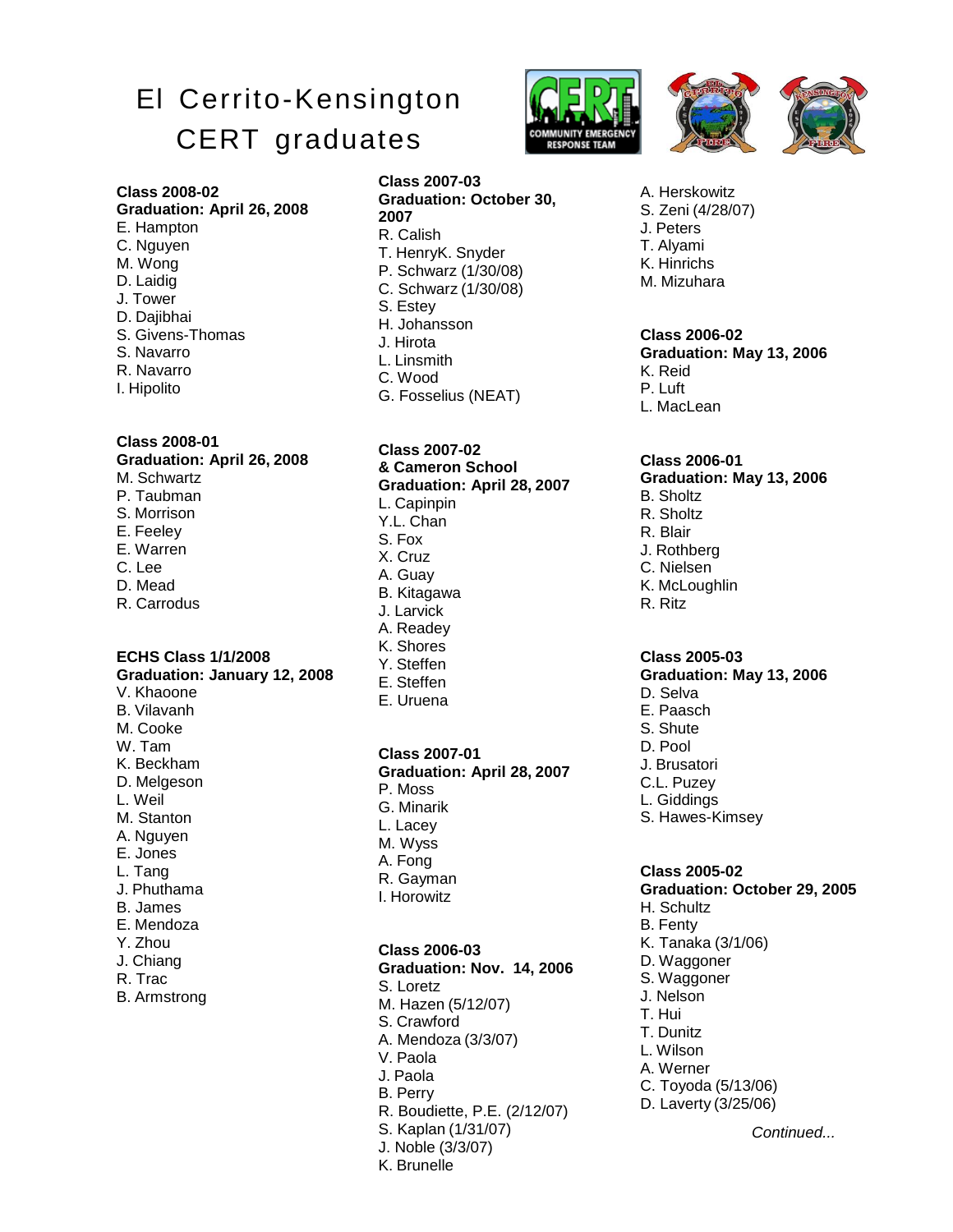# El Cerrito-Kensington CERT graduates

**Class 2008-02**
**Graduation: April 26, 2008**
E. Hampton
C. Nguyen
M. Wong
D. Laidig
J. Tower
D. Dajibhai
S. Givens-Thomas
S. Navarro
R. Navarro
I. Hipolito

**Class 2008-01**
**Graduation: April 26, 2008**
M. Schwartz
P. Taubman
S. Morrison
E. Feeley
E. Warren
C. Lee
D. Mead
R. Carrodus

**ECHS Class 1/1/2008**
**Graduation: January 12, 2008**
V. Khaoone
B. Vilavanh
M. Cooke
W. Tam
K. Beckham
D. Melgeson
L. Weil
M. Stanton
A. Nguyen
E. Jones
L. Tang
J. Phuthama
B. James
E. Mendoza
Y. Zhou
J. Chiang
R. Trac
B. Armstrong

**Class 2007-03**
**Graduation: October 30, 2007**
R. Calish
T. HenryK. Snyder
P. Schwarz (1/30/08)
C. Schwarz (1/30/08)
S. Estey
H. Johansson
J. Hirota
L. Linsmith
C. Wood
G. Fosselius (NEAT)

**Class 2007-02**
**& Cameron School**
**Graduation: April 28, 2007**
L. Capinpin
Y.L. Chan
S. Fox
X. Cruz
A. Guay
B. Kitagawa
J. Larvick
A. Readey
K. Shores
Y. Steffen
E. Steffen
E. Uruena

**Class 2007-01**
**Graduation: April 28, 2007**
P. Moss
G. Minarik
L. Lacey
M. Wyss
A. Fong
R. Gayman
I. Horowitz

**Class 2006-03**
**Graduation: Nov. 14, 2006**
S. Loretz
M. Hazen (5/12/07)
S. Crawford
A. Mendoza (3/3/07)
V. Paola
J. Paola
B. Perry
R. Boudiette, P.E. (2/12/07)
S. Kaplan (1/31/07)
J. Noble (3/3/07)
K. Brunelle
A. Herskowitz
S. Zeni (4/28/07)
J. Peters
T. Alyami
K. Hinrichs
M. Mizuhara

**Class 2006-02**
**Graduation: May 13, 2006**
K. Reid
P. Luft
L. MacLean

**Class 2006-01**
**Graduation: May 13, 2006**
B. Sholtz
R. Sholtz
R. Blair
J. Rothberg
C. Nielsen
K. McLoughlin
R. Ritz

**Class 2005-03**
**Graduation: May 13, 2006**
D. Selva
E. Paasch
S. Shute
D. Pool
J. Brusatori
C.L. Puzey
L. Giddings
S. Hawes-Kimsey

**Class 2005-02**
**Graduation: October 29, 2005**
H. Schultz
B. Fenty
K. Tanaka (3/1/06)
D. Waggoner
S. Waggoner
J. Nelson
T. Hui
T. Dunitz
L. Wilson
A. Werner
C. Toyoda (5/13/06)
D. Laverty (3/25/06)

*Continued...*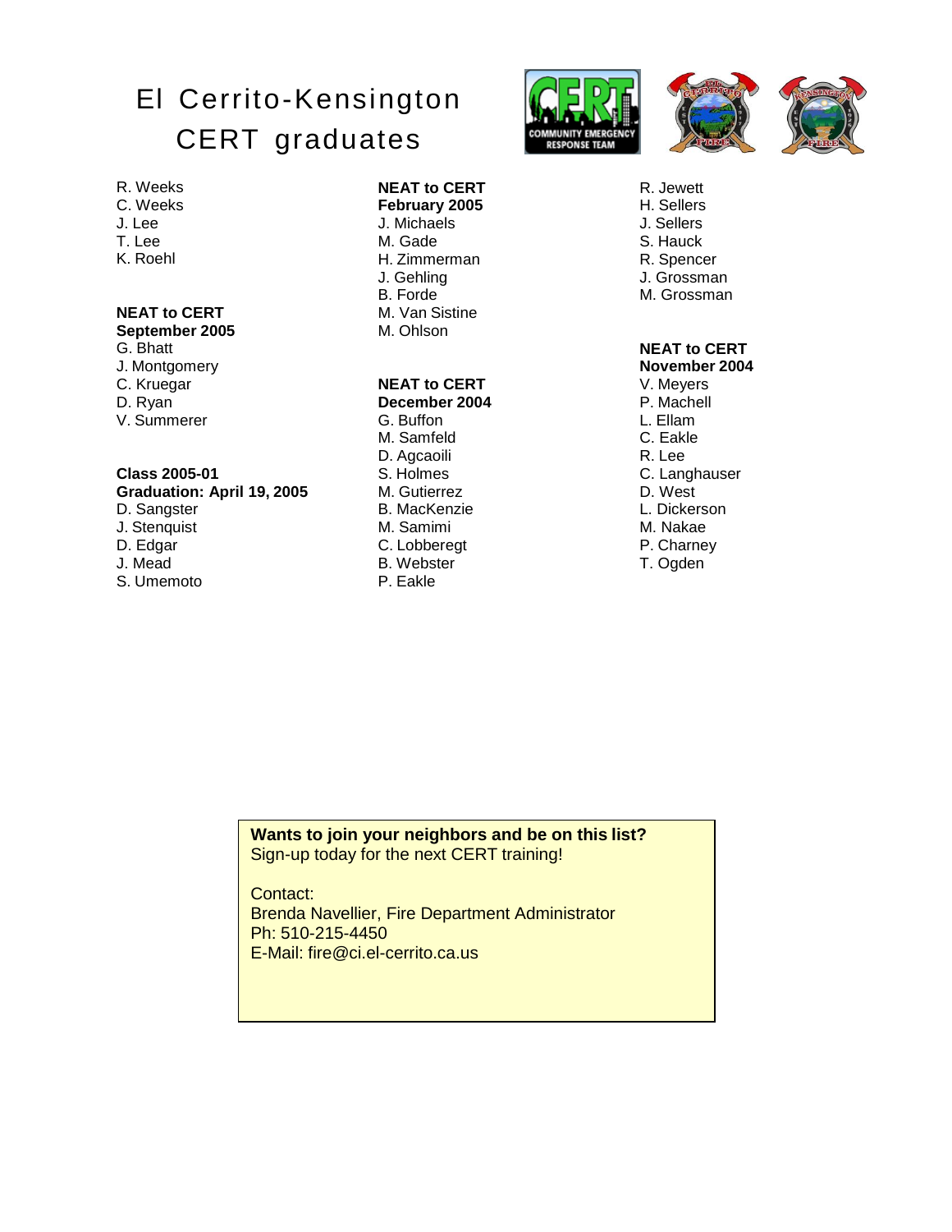# El Cerrito-Kensington CERT graduates

R. Weeks
C. Weeks
J. Lee
T. Lee
K. Roehl

**NEAT to CERT**
**September 2005**
G. Bhatt
J. Montgomery
C. Kruegar
D. Ryan
V. Summerer

**Class 2005-01**
**Graduation: April 19, 2005**
D. Sangster
J. Stenquist
D. Edgar
J. Mead
S. Umemoto

**NEAT to CERT**
**February 2005**
J. Michaels
M. Gade
H. Zimmerman
J. Gehling
B. Forde
M. Van Sistine
M. Ohlson

**NEAT to CERT**
**December 2004**
G. Buffon
M. Samfeld
D. Agcaoili
S. Holmes
M. Gutierrez
B. MacKenzie
M. Samimi
C. Lobberegt
B. Webster
P. Eakle

R. Jewett
H. Sellers
J. Sellers
S. Hauck
R. Spencer
J. Grossman
M. Grossman

**NEAT to CERT**
**November 2004**
V. Meyers
P. Machell
L. Ellam
C. Eakle
R. Lee
C. Langhauser
D. West
L. Dickerson
M. Nakae
P. Charney
T. Ogden

**Wants to join your neighbors and be on this list?**
Sign-up today for the next CERT training!

Contact:
Brenda Navellier, Fire Department Administrator
Ph: 510-215-4450
E-Mail: fire@ci.el-cerrito.ca.us